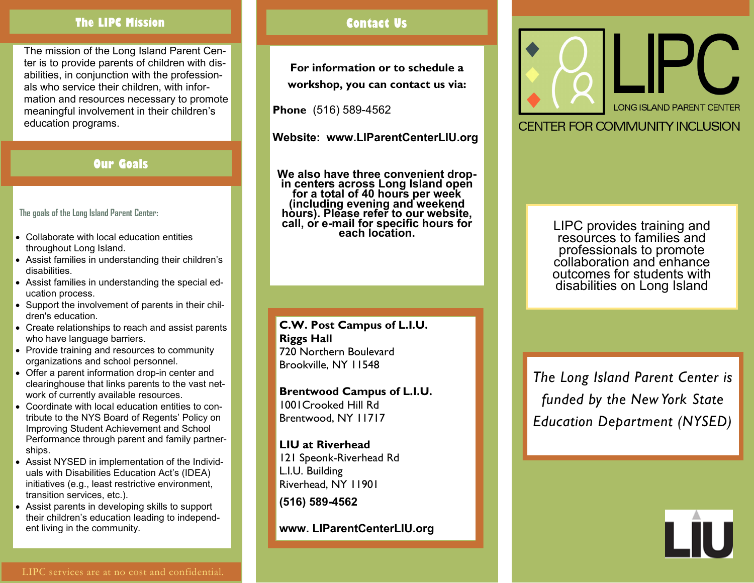## The LIPC Mission

The mission of the Long Island Parent Center is to provide parents of children with disabilities, in conjunction with the professionals who service their children, with information and resources necessary to promote meaningful involvement in their children's education programs.

## Our Goals

The goals of the Long Island Parent Center:

- Collaborate with local education entities throughout Long Island.
- Assist families in understanding their children's disabilities.
- Assist families in understanding the special education process.
- Support the involvement of parents in their children's education.
- Create relationships to reach and assist parents who have language barriers.
- Provide training and resources to community organizations and school personnel.
- Offer a parent information drop-in center and clearinghouse that links parents to the vast network of currently available resources.
- Coordinate with local education entities to contribute to the NYS Board of Regents' Policy on Improving Student Achievement and School Performance through parent and family partnerships.
- Assist NYSED in implementation of the Individuals with Disabilities Education Act's (IDEA) initiatives (e.g., least restrictive environment, transition services, etc.).
- Assist parents in developing skills to support their children's education leading to independent living in the community.

LIPC services are at no cost and confidential.

## Contact Us

**For information or to schedule a workshop, you can contact us via:**

**Phone** (516) 589-4562

**Website: www.LIParentCenterLIU.org**

**We also have three convenient drop-in centers across Long Island open for a total of 40 hours per week (including evening and weekend hours). Please refer to our website, call, or e-mail for specific hours for each location.**

**C.W. Post Campus of L.I.U.**
**Riggs Hall**
720 Northern Boulevard
Brookville, NY 11548

**Brentwood Campus of L.I.U.**
1001Crooked Hill Rd
Brentwood, NY 11717

**LIU at Riverhead**
121 Speonk-Riverhead Rd
L.I.U. Building
Riverhead, NY 11901

**(516) 589-4562**

**www. LIParentCenterLIU.org**

# LIPC

LONG ISLAND PARENT CENTER

CENTER FOR COMMUNITY INCLUSION

LIPC provides training and resources to families and professionals to promote collaboration and enhance outcomes for students with disabilities on Long Island

*The Long Island Parent Center is funded by the New York State Education Department (NYSED)*

LIU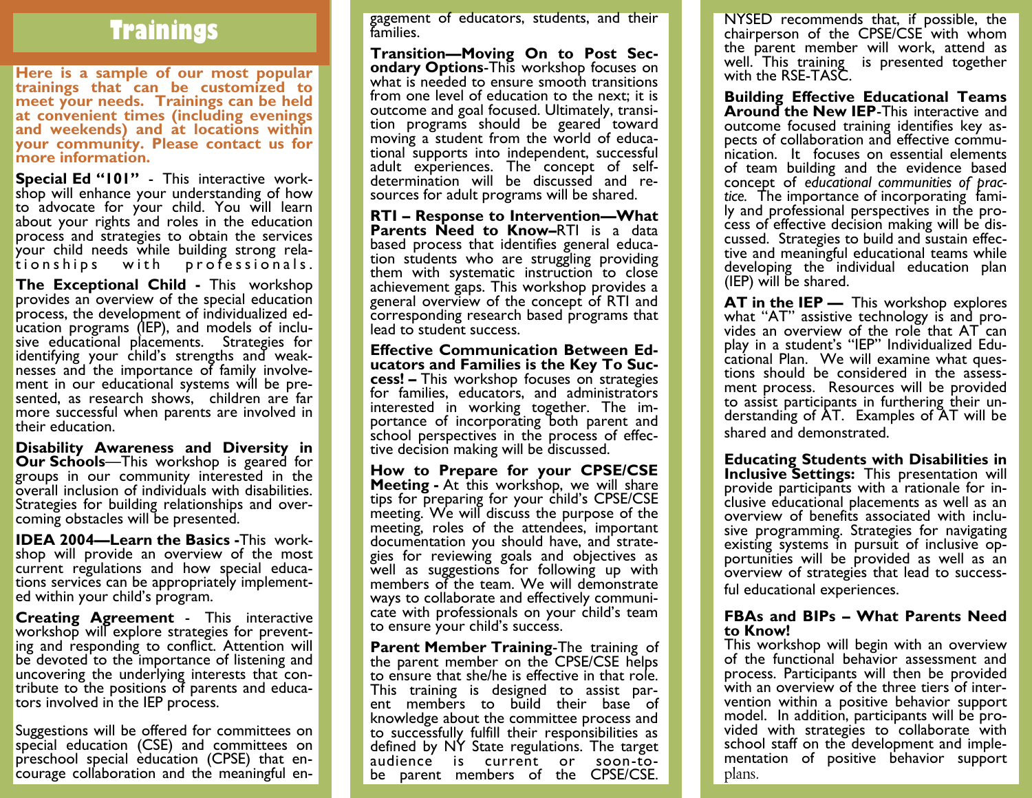# Trainings

**Here is a sample of our most popular trainings that can be customized to meet your needs. Trainings can be held at convenient times (including evenings and weekends) and at locations within your community. Please contact us for more information.**

**Special Ed "101"** - This interactive workshop will enhance your understanding of how to advocate for your child. You will learn about your rights and roles in the education process and strategies to obtain the services your child needs while building strong relationships with professionals.

**The Exceptional Child -** This workshop provides an overview of the special education process, the development of individualized education programs (IEP), and models of inclusive educational placements. Strategies for identifying your child's strengths and weaknesses and the importance of family involvement in our educational systems will be presented, as research shows, children are far more successful when parents are involved in their education.

**Disability Awareness and Diversity in Our Schools**—This workshop is geared for groups in our community interested in the overall inclusion of individuals with disabilities. Strategies for building relationships and overcoming obstacles will be presented.

**IDEA 2004—Learn the Basics -**This workshop will provide an overview of the most current regulations and how special educations services can be appropriately implemented within your child's program.

**Creating Agreement** - This interactive workshop will explore strategies for preventing and responding to conflict. Attention will be devoted to the importance of listening and uncovering the underlying interests that contribute to the positions of parents and educators involved in the IEP process.

Suggestions will be offered for committees on special education (CSE) and committees on preschool special education (CPSE) that encourage collaboration and the meaningful engagement of educators, students, and their families.

**Transition—Moving On to Post Secondary Options**-This workshop focuses on what is needed to ensure smooth transitions from one level of education to the next; it is outcome and goal focused. Ultimately, transition programs should be geared toward moving a student from the world of educational supports into independent, successful adult experiences. The concept of self-determination will be discussed and resources for adult programs will be shared.

**RTI – Response to Intervention—What Parents Need to Know–**RTI is a data based process that identifies general education students who are struggling providing them with systematic instruction to close achievement gaps. This workshop provides a general overview of the concept of RTI and corresponding research based programs that lead to student success.

**Effective Communication Between Educators and Families is the Key To Success! –** This workshop focuses on strategies for families, educators, and administrators interested in working together. The importance of incorporating both parent and school perspectives in the process of effective decision making will be discussed.

**How to Prepare for your CPSE/CSE Meeting -** At this workshop, we will share tips for preparing for your child's CPSE/CSE meeting. We will discuss the purpose of the meeting, roles of the attendees, important documentation you should have, and strategies for reviewing goals and objectives as well as suggestions for following up with members of the team. We will demonstrate ways to collaborate and effectively communicate with professionals on your child's team to ensure your child's success.

**Parent Member Training**-The training of the parent member on the CPSE/CSE helps to ensure that she/he is effective in that role. This training is designed to assist parent members to build their base of knowledge about the committee process and to successfully fulfill their responsibilities as defined by NY State regulations. The target audience is current or soon-to-be parent members of the CPSE/CSE. NYSED recommends that, if possible, the chairperson of the CPSE/CSE with whom the parent member will work, attend as well. This training is presented together with the RSE-TASC.

**Building Effective Educational Teams Around the New IEP**-This interactive and outcome focused training identifies key aspects of collaboration and effective communication. It focuses on essential elements of team building and the evidence based concept of *educational communities of practice*. The importance of incorporating family and professional perspectives in the process of effective decision making will be discussed. Strategies to build and sustain effective and meaningful educational teams while developing the individual education plan (IEP) will be shared.

**AT in the IEP —** This workshop explores what "AT" assistive technology is and provides an overview of the role that AT can play in a student's "IEP" Individualized Educational Plan. We will examine what questions should be considered in the assessment process. Resources will be provided to assist participants in furthering their understanding of AT. Examples of AT will be shared and demonstrated.

**Educating Students with Disabilities in Inclusive Settings:** This presentation will provide participants with a rationale for inclusive educational placements as well as an overview of benefits associated with inclusive programming. Strategies for navigating existing systems in pursuit of inclusive opportunities will be provided as well as an overview of strategies that lead to successful educational experiences.

**FBAs and BIPs – What Parents Need to Know!**

This workshop will begin with an overview of the functional behavior assessment and process. Participants will then be provided with an overview of the three tiers of intervention within a positive behavior support model. In addition, participants will be provided with strategies to collaborate with school staff on the development and implementation of positive behavior support plans.